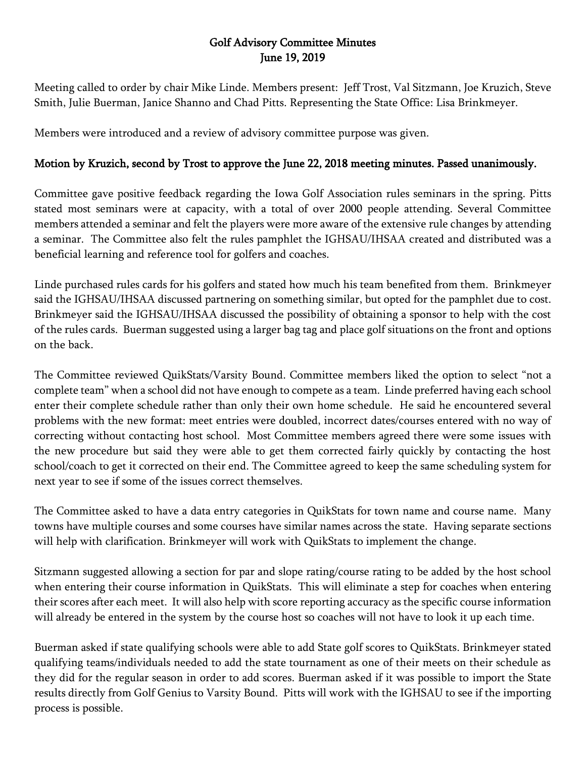# Golf Advisory Committee Minutes
## June 19, 2019

Meeting called to order by chair Mike Linde. Members present: Jeff Trost, Val Sitzmann, Joe Kruzich, Steve Smith, Julie Buerman, Janice Shanno and Chad Pitts. Representing the State Office: Lisa Brinkmeyer.

Members were introduced and a review of advisory committee purpose was given.

**Motion by Kruzich, second by Trost to approve the June 22, 2018 meeting minutes. Passed unanimously.**

Committee gave positive feedback regarding the Iowa Golf Association rules seminars in the spring. Pitts stated most seminars were at capacity, with a total of over 2000 people attending. Several Committee members attended a seminar and felt the players were more aware of the extensive rule changes by attending a seminar. The Committee also felt the rules pamphlet the IGHSAU/IHSAA created and distributed was a beneficial learning and reference tool for golfers and coaches.

Linde purchased rules cards for his golfers and stated how much his team benefited from them. Brinkmeyer said the IGHSAU/IHSAA discussed partnering on something similar, but opted for the pamphlet due to cost. Brinkmeyer said the IGHSAU/IHSAA discussed the possibility of obtaining a sponsor to help with the cost of the rules cards. Buerman suggested using a larger bag tag and place golf situations on the front and options on the back.

The Committee reviewed QuikStats/Varsity Bound. Committee members liked the option to select "not a complete team" when a school did not have enough to compete as a team. Linde preferred having each school enter their complete schedule rather than only their own home schedule. He said he encountered several problems with the new format: meet entries were doubled, incorrect dates/courses entered with no way of correcting without contacting host school. Most Committee members agreed there were some issues with the new procedure but said they were able to get them corrected fairly quickly by contacting the host school/coach to get it corrected on their end. The Committee agreed to keep the same scheduling system for next year to see if some of the issues correct themselves.

The Committee asked to have a data entry categories in QuikStats for town name and course name. Many towns have multiple courses and some courses have similar names across the state. Having separate sections will help with clarification. Brinkmeyer will work with QuikStats to implement the change.

Sitzmann suggested allowing a section for par and slope rating/course rating to be added by the host school when entering their course information in QuikStats. This will eliminate a step for coaches when entering their scores after each meet. It will also help with score reporting accuracy as the specific course information will already be entered in the system by the course host so coaches will not have to look it up each time.

Buerman asked if state qualifying schools were able to add State golf scores to QuikStats. Brinkmeyer stated qualifying teams/individuals needed to add the state tournament as one of their meets on their schedule as they did for the regular season in order to add scores. Buerman asked if it was possible to import the State results directly from Golf Genius to Varsity Bound. Pitts will work with the IGHSAU to see if the importing process is possible.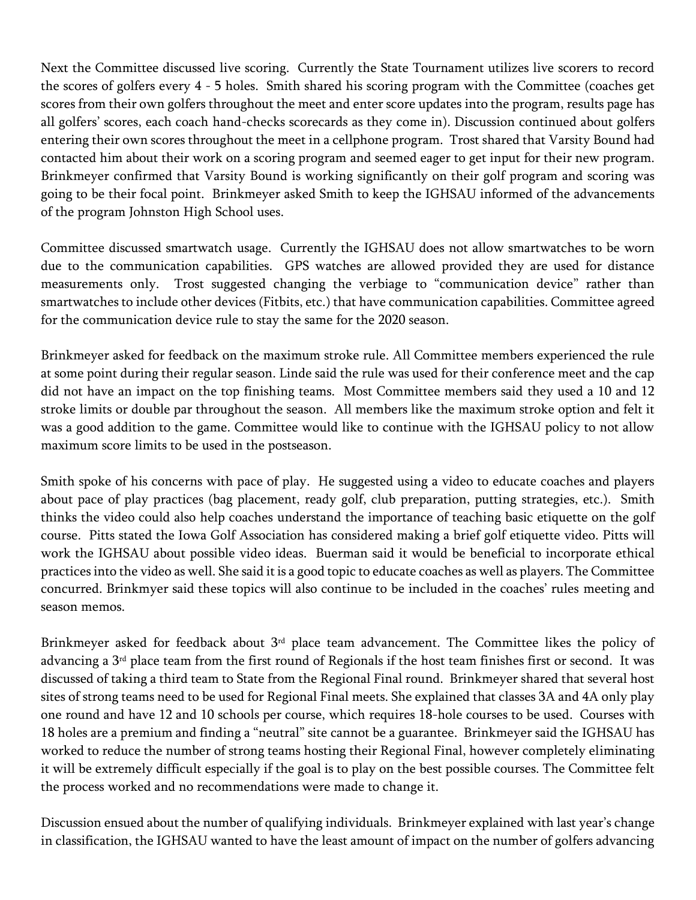Next the Committee discussed live scoring. Currently the State Tournament utilizes live scorers to record the scores of golfers every 4 - 5 holes. Smith shared his scoring program with the Committee (coaches get scores from their own golfers throughout the meet and enter score updates into the program, results page has all golfers' scores, each coach hand-checks scorecards as they come in). Discussion continued about golfers entering their own scores throughout the meet in a cellphone program. Trost shared that Varsity Bound had contacted him about their work on a scoring program and seemed eager to get input for their new program. Brinkmeyer confirmed that Varsity Bound is working significantly on their golf program and scoring was going to be their focal point. Brinkmeyer asked Smith to keep the IGHSAU informed of the advancements of the program Johnston High School uses.

Committee discussed smartwatch usage. Currently the IGHSAU does not allow smartwatches to be worn due to the communication capabilities. GPS watches are allowed provided they are used for distance measurements only. Trost suggested changing the verbiage to "communication device" rather than smartwatches to include other devices (Fitbits, etc.) that have communication capabilities. Committee agreed for the communication device rule to stay the same for the 2020 season.

Brinkmeyer asked for feedback on the maximum stroke rule. All Committee members experienced the rule at some point during their regular season. Linde said the rule was used for their conference meet and the cap did not have an impact on the top finishing teams. Most Committee members said they used a 10 and 12 stroke limits or double par throughout the season. All members like the maximum stroke option and felt it was a good addition to the game. Committee would like to continue with the IGHSAU policy to not allow maximum score limits to be used in the postseason.

Smith spoke of his concerns with pace of play. He suggested using a video to educate coaches and players about pace of play practices (bag placement, ready golf, club preparation, putting strategies, etc.). Smith thinks the video could also help coaches understand the importance of teaching basic etiquette on the golf course. Pitts stated the Iowa Golf Association has considered making a brief golf etiquette video. Pitts will work the IGHSAU about possible video ideas. Buerman said it would be beneficial to incorporate ethical practices into the video as well. She said it is a good topic to educate coaches as well as players. The Committee concurred. Brinkmyer said these topics will also continue to be included in the coaches' rules meeting and season memos.

Brinkmeyer asked for feedback about 3rd place team advancement. The Committee likes the policy of advancing a 3rd place team from the first round of Regionals if the host team finishes first or second. It was discussed of taking a third team to State from the Regional Final round. Brinkmeyer shared that several host sites of strong teams need to be used for Regional Final meets. She explained that classes 3A and 4A only play one round and have 12 and 10 schools per course, which requires 18-hole courses to be used. Courses with 18 holes are a premium and finding a "neutral" site cannot be a guarantee. Brinkmeyer said the IGHSAU has worked to reduce the number of strong teams hosting their Regional Final, however completely eliminating it will be extremely difficult especially if the goal is to play on the best possible courses. The Committee felt the process worked and no recommendations were made to change it.

Discussion ensued about the number of qualifying individuals. Brinkmeyer explained with last year's change in classification, the IGHSAU wanted to have the least amount of impact on the number of golfers advancing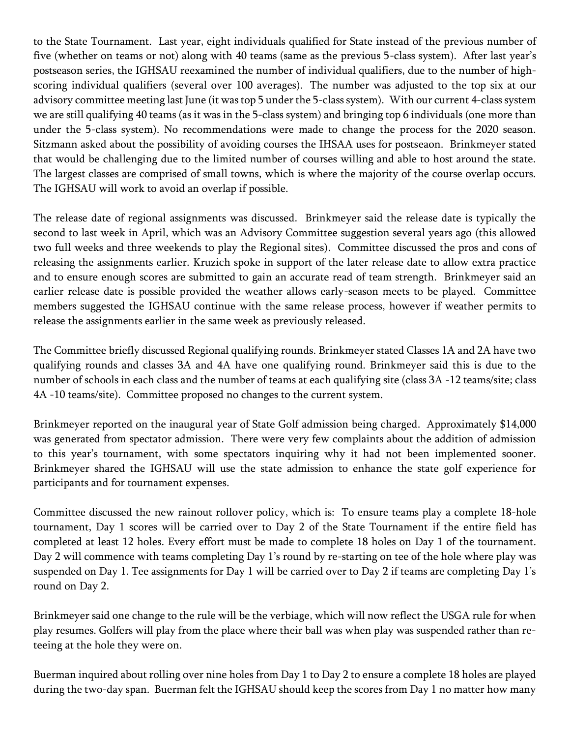to the State Tournament. Last year, eight individuals qualified for State instead of the previous number of five (whether on teams or not) along with 40 teams (same as the previous 5-class system). After last year's postseason series, the IGHSAU reexamined the number of individual qualifiers, due to the number of high-scoring individual qualifiers (several over 100 averages). The number was adjusted to the top six at our advisory committee meeting last June (it was top 5 under the 5-class system). With our current 4-class system we are still qualifying 40 teams (as it was in the 5-class system) and bringing top 6 individuals (one more than under the 5-class system). No recommendations were made to change the process for the 2020 season. Sitzmann asked about the possibility of avoiding courses the IHSAA uses for postseaon. Brinkmeyer stated that would be challenging due to the limited number of courses willing and able to host around the state. The largest classes are comprised of small towns, which is where the majority of the course overlap occurs. The IGHSAU will work to avoid an overlap if possible.

The release date of regional assignments was discussed. Brinkmeyer said the release date is typically the second to last week in April, which was an Advisory Committee suggestion several years ago (this allowed two full weeks and three weekends to play the Regional sites). Committee discussed the pros and cons of releasing the assignments earlier. Kruzich spoke in support of the later release date to allow extra practice and to ensure enough scores are submitted to gain an accurate read of team strength. Brinkmeyer said an earlier release date is possible provided the weather allows early-season meets to be played. Committee members suggested the IGHSAU continue with the same release process, however if weather permits to release the assignments earlier in the same week as previously released.

The Committee briefly discussed Regional qualifying rounds. Brinkmeyer stated Classes 1A and 2A have two qualifying rounds and classes 3A and 4A have one qualifying round. Brinkmeyer said this is due to the number of schools in each class and the number of teams at each qualifying site (class 3A -12 teams/site; class 4A -10 teams/site). Committee proposed no changes to the current system.

Brinkmeyer reported on the inaugural year of State Golf admission being charged. Approximately $14,000 was generated from spectator admission. There were very few complaints about the addition of admission to this year's tournament, with some spectators inquiring why it had not been implemented sooner. Brinkmeyer shared the IGHSAU will use the state admission to enhance the state golf experience for participants and for tournament expenses.

Committee discussed the new rainout rollover policy, which is: To ensure teams play a complete 18-hole tournament, Day 1 scores will be carried over to Day 2 of the State Tournament if the entire field has completed at least 12 holes. Every effort must be made to complete 18 holes on Day 1 of the tournament. Day 2 will commence with teams completing Day 1's round by re-starting on tee of the hole where play was suspended on Day 1. Tee assignments for Day 1 will be carried over to Day 2 if teams are completing Day 1's round on Day 2.

Brinkmeyer said one change to the rule will be the verbiage, which will now reflect the USGA rule for when play resumes. Golfers will play from the place where their ball was when play was suspended rather than re-teeing at the hole they were on.

Buerman inquired about rolling over nine holes from Day 1 to Day 2 to ensure a complete 18 holes are played during the two-day span. Buerman felt the IGHSAU should keep the scores from Day 1 no matter how many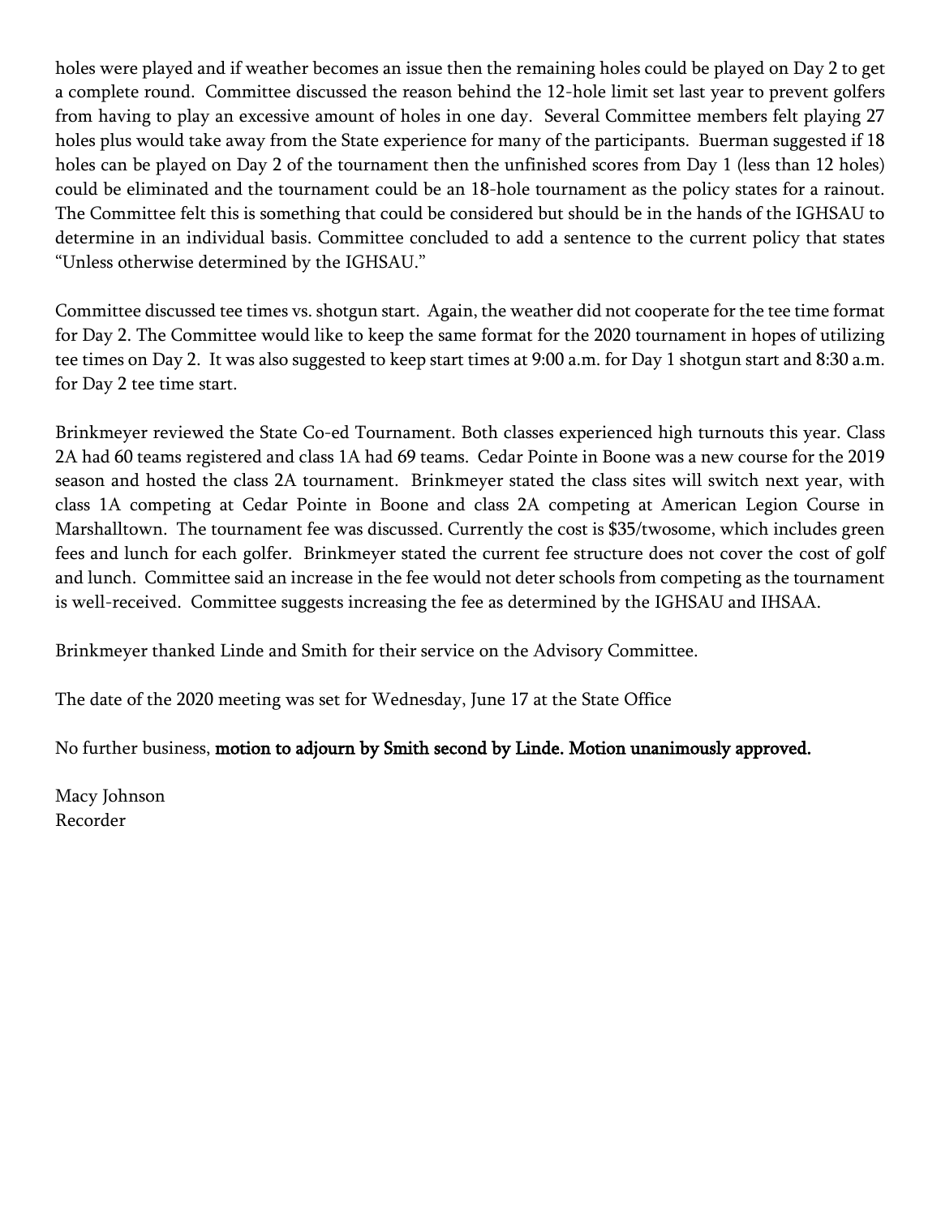holes were played and if weather becomes an issue then the remaining holes could be played on Day 2 to get a complete round. Committee discussed the reason behind the 12-hole limit set last year to prevent golfers from having to play an excessive amount of holes in one day. Several Committee members felt playing 27 holes plus would take away from the State experience for many of the participants. Buerman suggested if 18 holes can be played on Day 2 of the tournament then the unfinished scores from Day 1 (less than 12 holes) could be eliminated and the tournament could be an 18-hole tournament as the policy states for a rainout. The Committee felt this is something that could be considered but should be in the hands of the IGHSAU to determine in an individual basis. Committee concluded to add a sentence to the current policy that states "Unless otherwise determined by the IGHSAU."

Committee discussed tee times vs. shotgun start. Again, the weather did not cooperate for the tee time format for Day 2. The Committee would like to keep the same format for the 2020 tournament in hopes of utilizing tee times on Day 2. It was also suggested to keep start times at 9:00 a.m. for Day 1 shotgun start and 8:30 a.m. for Day 2 tee time start.

Brinkmeyer reviewed the State Co-ed Tournament. Both classes experienced high turnouts this year. Class 2A had 60 teams registered and class 1A had 69 teams. Cedar Pointe in Boone was a new course for the 2019 season and hosted the class 2A tournament. Brinkmeyer stated the class sites will switch next year, with class 1A competing at Cedar Pointe in Boone and class 2A competing at American Legion Course in Marshalltown. The tournament fee was discussed. Currently the cost is $35/twosome, which includes green fees and lunch for each golfer. Brinkmeyer stated the current fee structure does not cover the cost of golf and lunch. Committee said an increase in the fee would not deter schools from competing as the tournament is well-received. Committee suggests increasing the fee as determined by the IGHSAU and IHSAA.

Brinkmeyer thanked Linde and Smith for their service on the Advisory Committee.

The date of the 2020 meeting was set for Wednesday, June 17 at the State Office

No further business, **motion to adjourn by Smith second by Linde. Motion unanimously approved.**

Macy Johnson
Recorder